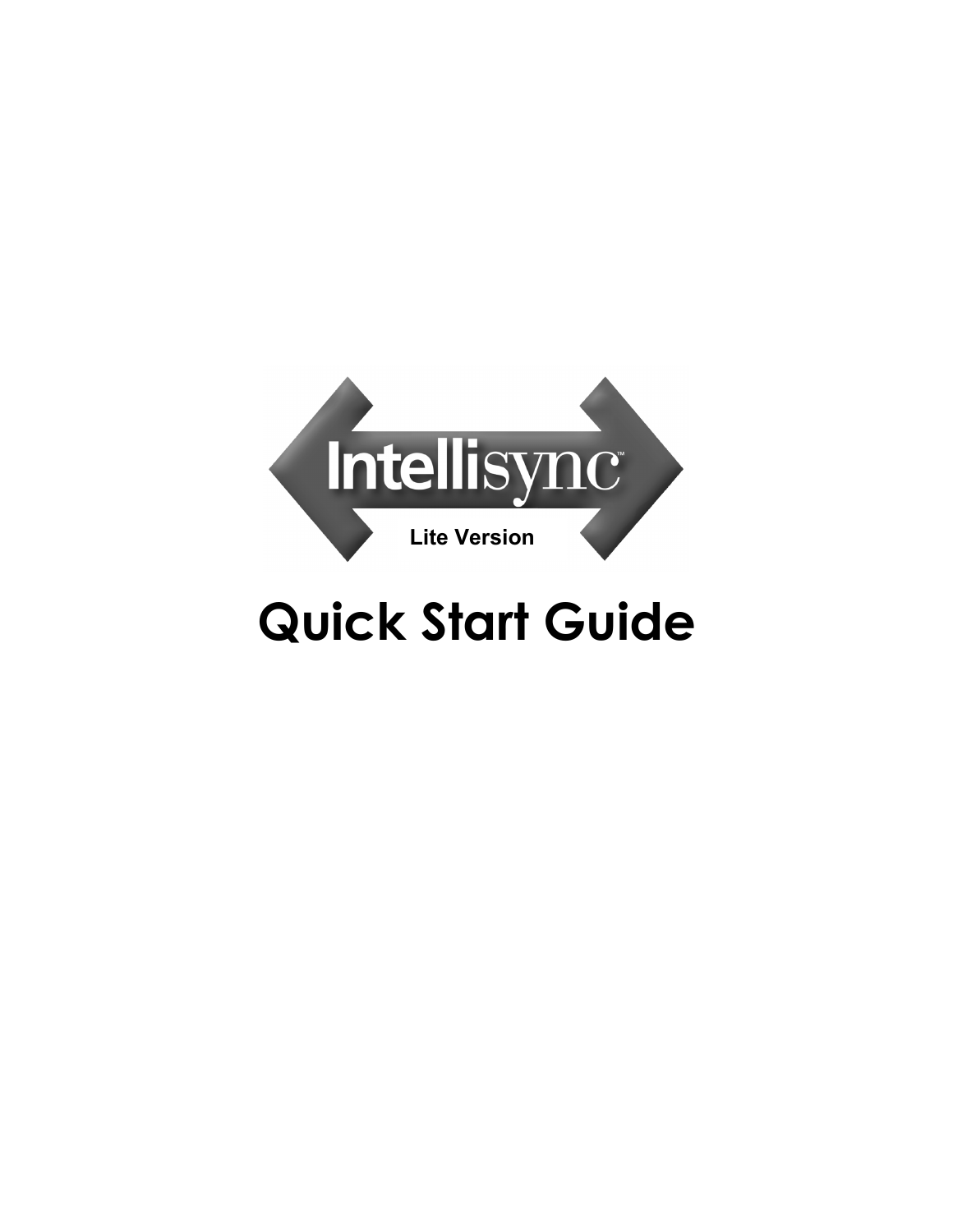Intellisync™

Lite Version

# Quick Start Guide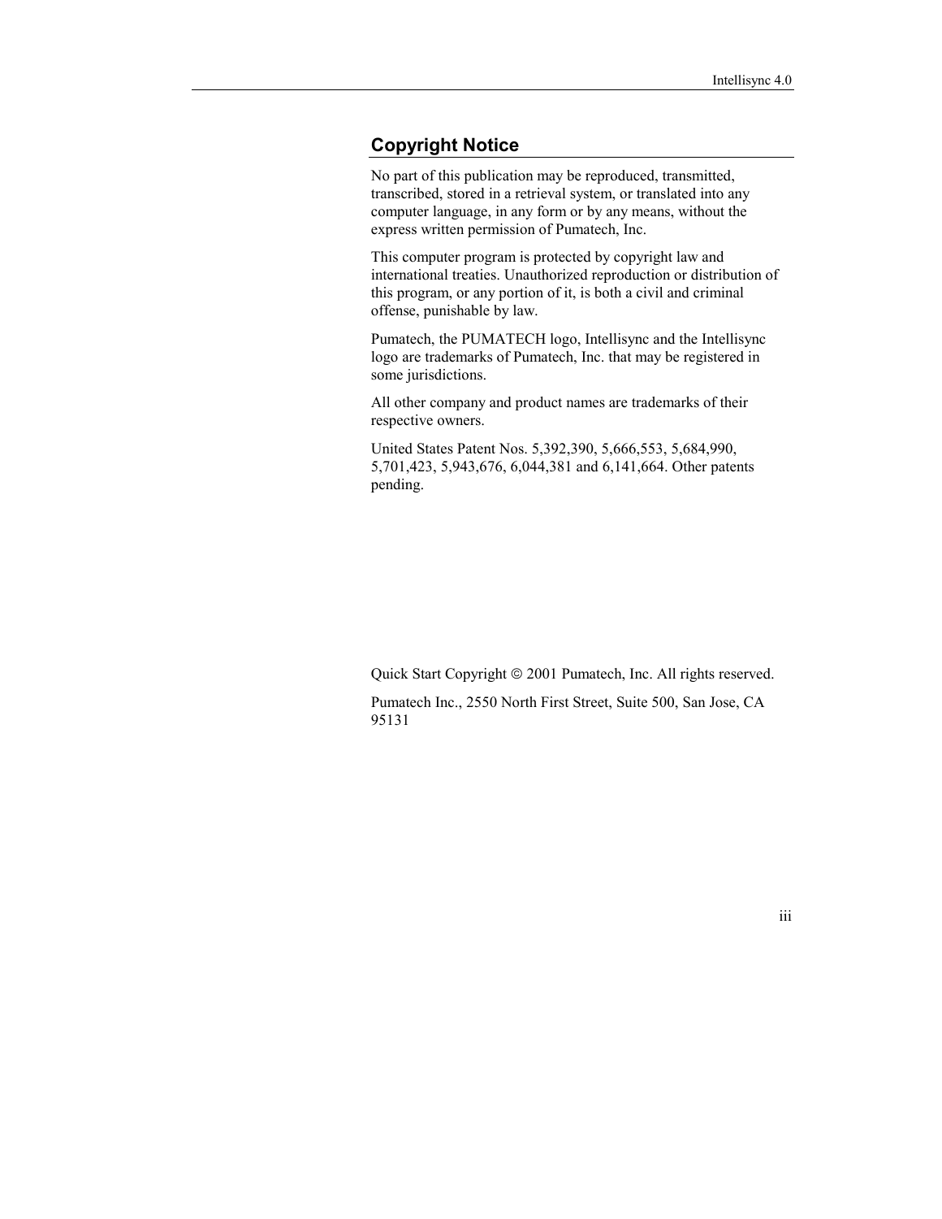## Copyright Notice

No part of this publication may be reproduced, transmitted, transcribed, stored in a retrieval system, or translated into any computer language, in any form or by any means, without the express written permission of Pumatech, Inc.

This computer program is protected by copyright law and international treaties. Unauthorized reproduction or distribution of this program, or any portion of it, is both a civil and criminal offense, punishable by law.

Pumatech, the PUMATECH logo, Intellisync and the Intellisync logo are trademarks of Pumatech, Inc. that may be registered in some jurisdictions.

All other company and product names are trademarks of their respective owners.

United States Patent Nos. 5,392,390, 5,666,553, 5,684,990, 5,701,423, 5,943,676, 6,044,381 and 6,141,664. Other patents pending.

Quick Start Copyright © 2001 Pumatech, Inc. All rights reserved.

Pumatech Inc., 2550 North First Street, Suite 500, San Jose, CA 95131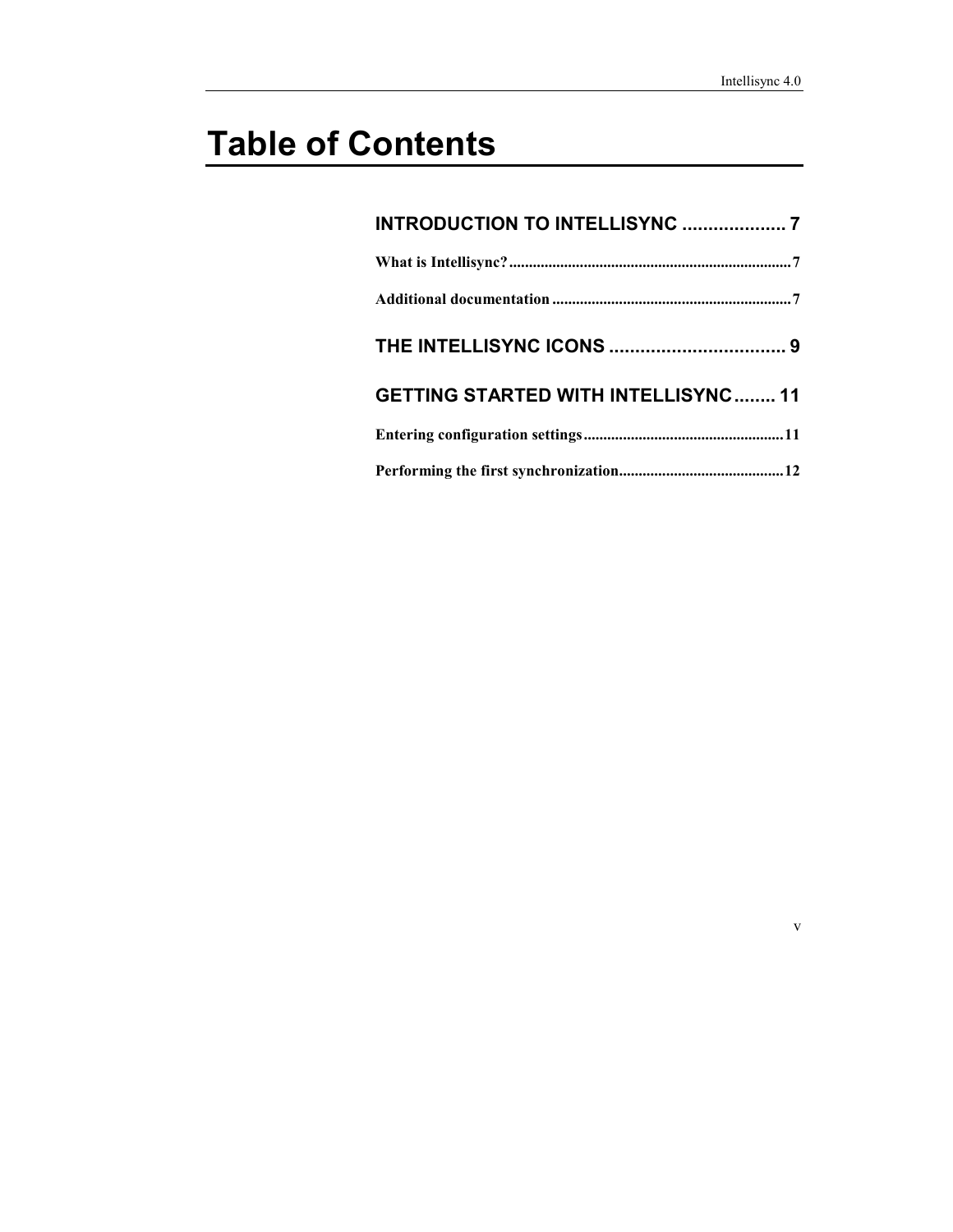# Table of Contents

**INTRODUCTION TO INTELLISYNC .................... 7**

**What is Intellisync?........................................................................7**

**Additional documentation .............................................................7**

**THE INTELLISYNC ICONS .................................. 9**

**GETTING STARTED WITH INTELLISYNC........ 11**

**Entering configuration settings...................................................11**

**Performing the first synchronization..........................................12**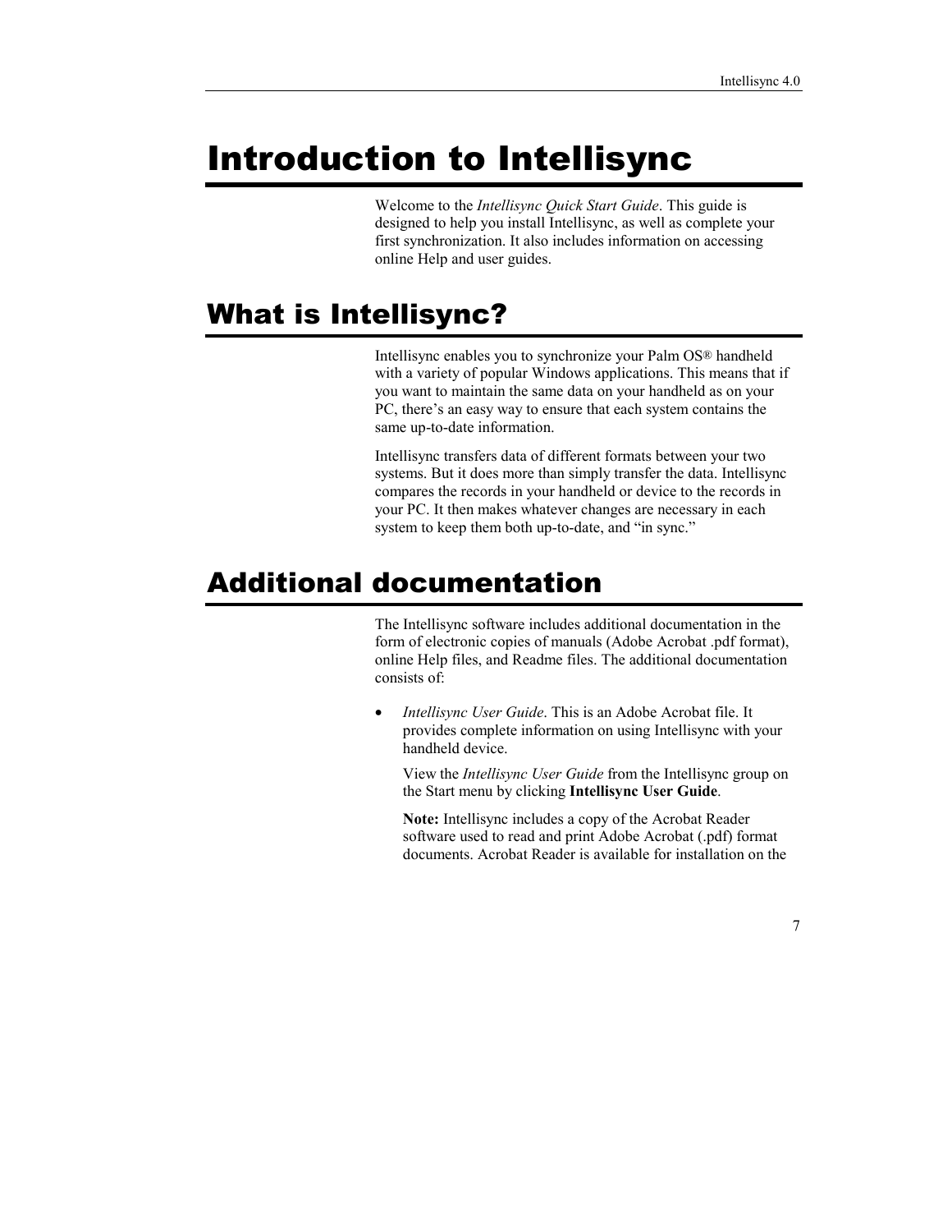# Introduction to Intellisync

Welcome to the *Intellisync Quick Start Guide*. This guide is designed to help you install Intellisync, as well as complete your first synchronization. It also includes information on accessing online Help and user guides.

## What is Intellisync?

Intellisync enables you to synchronize your Palm OS® handheld with a variety of popular Windows applications. This means that if you want to maintain the same data on your handheld as on your PC, there's an easy way to ensure that each system contains the same up-to-date information.

Intellisync transfers data of different formats between your two systems. But it does more than simply transfer the data. Intellisync compares the records in your handheld or device to the records in your PC. It then makes whatever changes are necessary in each system to keep them both up-to-date, and "in sync."

## Additional documentation

The Intellisync software includes additional documentation in the form of electronic copies of manuals (Adobe Acrobat .pdf format), online Help files, and Readme files. The additional documentation consists of:

- *Intellisync User Guide*. This is an Adobe Acrobat file. It provides complete information on using Intellisync with your handheld device.

  View the *Intellisync User Guide* from the Intellisync group on the Start menu by clicking **Intellisync User Guide**.

  **Note:** Intellisync includes a copy of the Acrobat Reader software used to read and print Adobe Acrobat (.pdf) format documents. Acrobat Reader is available for installation on the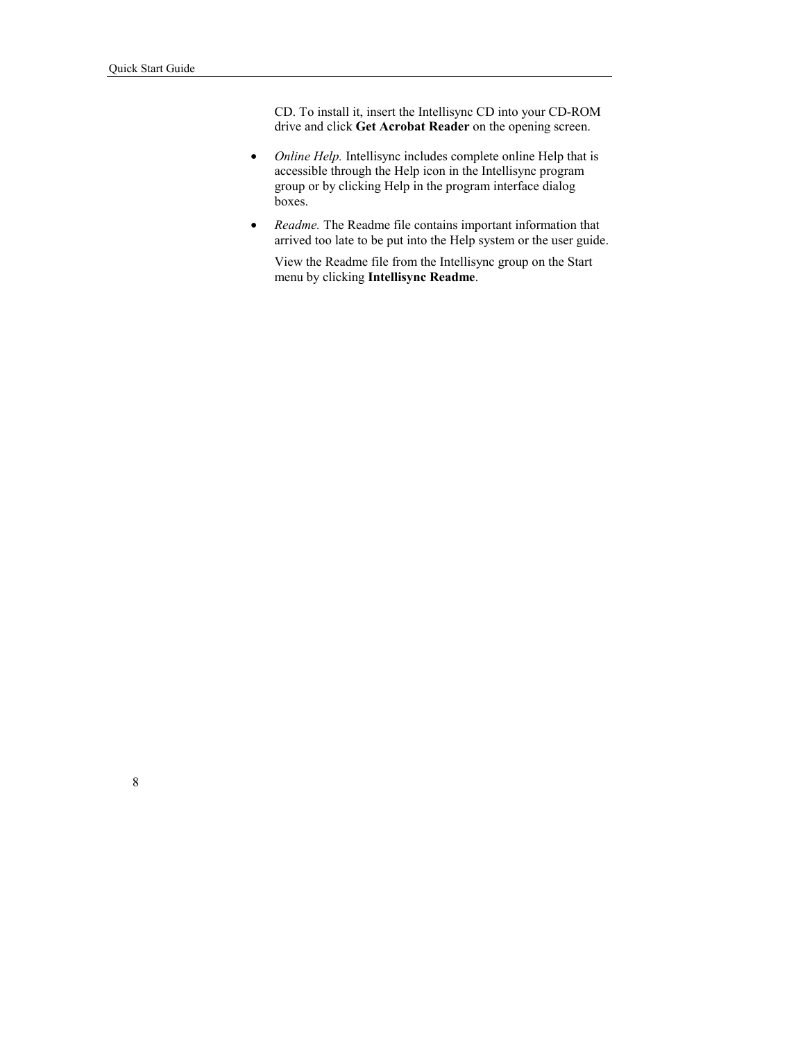CD. To install it, insert the Intellisync CD into your CD-ROM drive and click **Get Acrobat Reader** on the opening screen.

- *Online Help.* Intellisync includes complete online Help that is accessible through the Help icon in the Intellisync program group or by clicking Help in the program interface dialog boxes.
- *Readme.* The Readme file contains important information that arrived too late to be put into the Help system or the user guide.

  View the Readme file from the Intellisync group on the Start menu by clicking **Intellisync Readme**.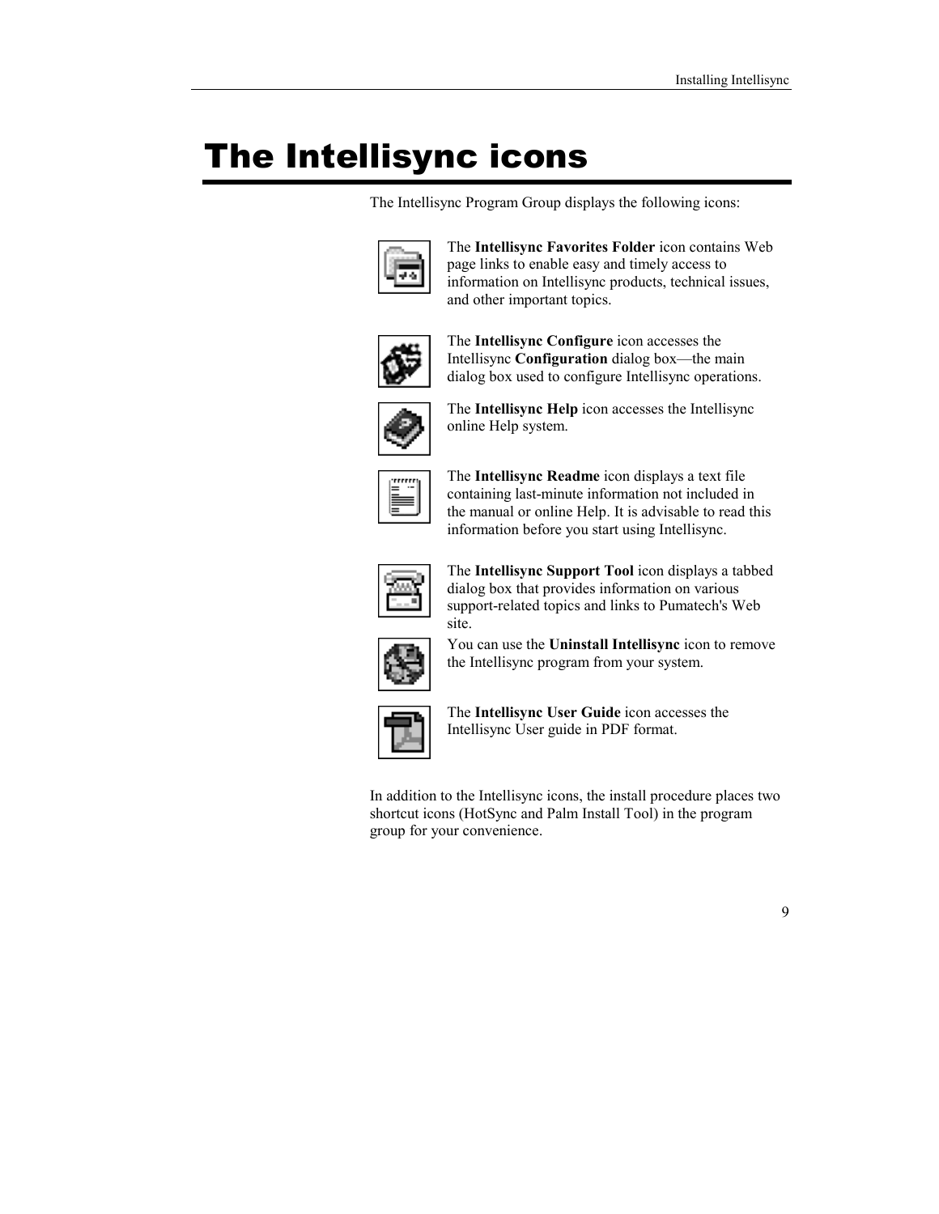# The Intellisync icons

The Intellisync Program Group displays the following icons:

The **Intellisync Favorites Folder** icon contains Web page links to enable easy and timely access to information on Intellisync products, technical issues, and other important topics.

The **Intellisync Configure** icon accesses the Intellisync **Configuration** dialog box—the main dialog box used to configure Intellisync operations.

The **Intellisync Help** icon accesses the Intellisync online Help system.

The **Intellisync Readme** icon displays a text file containing last-minute information not included in the manual or online Help. It is advisable to read this information before you start using Intellisync.

The **Intellisync Support Tool** icon displays a tabbed dialog box that provides information on various support-related topics and links to Pumatech's Web site.

You can use the **Uninstall Intellisync** icon to remove the Intellisync program from your system.

The **Intellisync User Guide** icon accesses the Intellisync User guide in PDF format.

In addition to the Intellisync icons, the install procedure places two shortcut icons (HotSync and Palm Install Tool) in the program group for your convenience.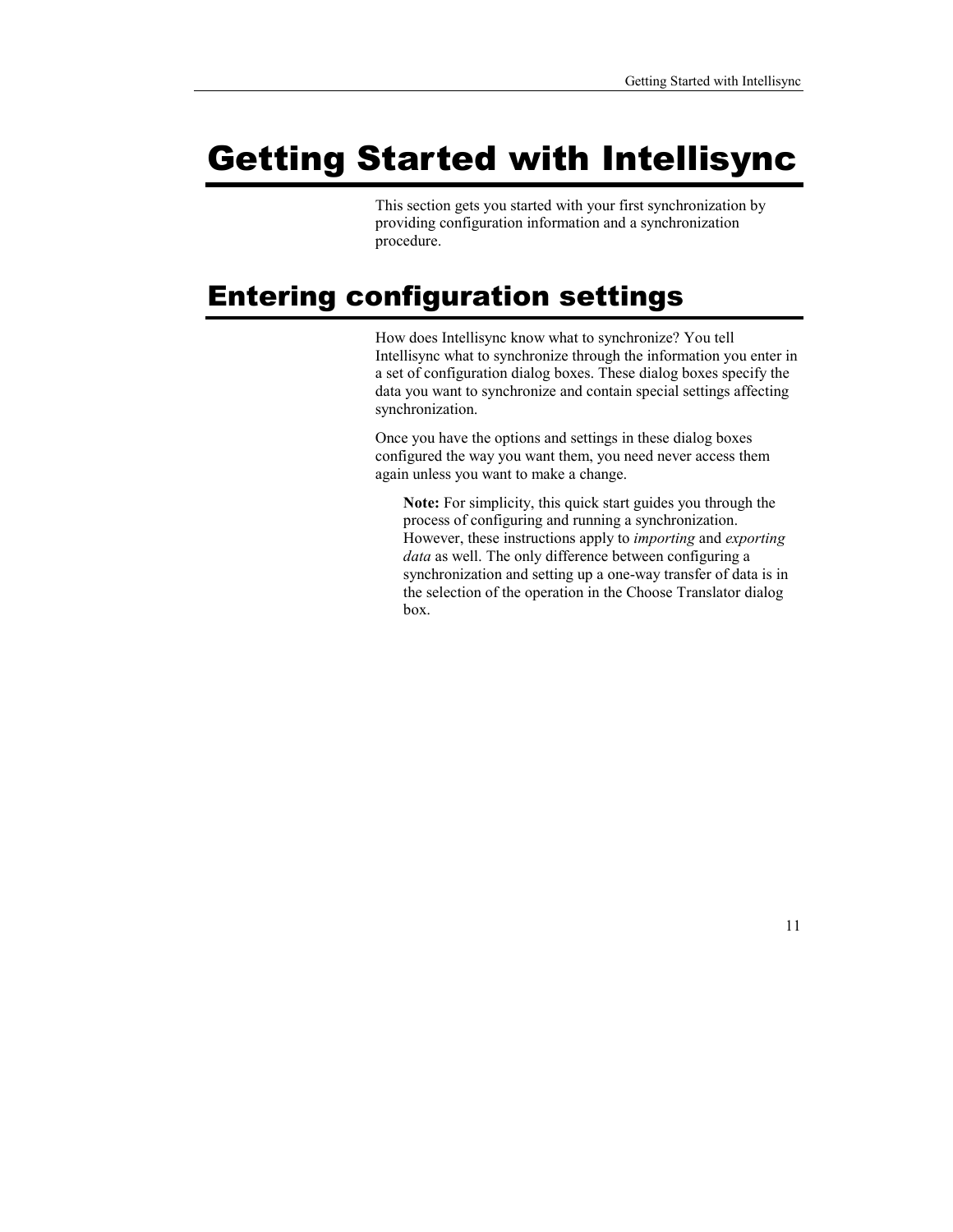# Getting Started with Intellisync

This section gets you started with your first synchronization by providing configuration information and a synchronization procedure.

## Entering configuration settings

How does Intellisync know what to synchronize? You tell Intellisync what to synchronize through the information you enter in a set of configuration dialog boxes. These dialog boxes specify the data you want to synchronize and contain special settings affecting synchronization.

Once you have the options and settings in these dialog boxes configured the way you want them, you need never access them again unless you want to make a change.

> **Note:** For simplicity, this quick start guides you through the process of configuring and running a synchronization. However, these instructions apply to *importing* and *exporting data* as well. The only difference between configuring a synchronization and setting up a one-way transfer of data is in the selection of the operation in the Choose Translator dialog box.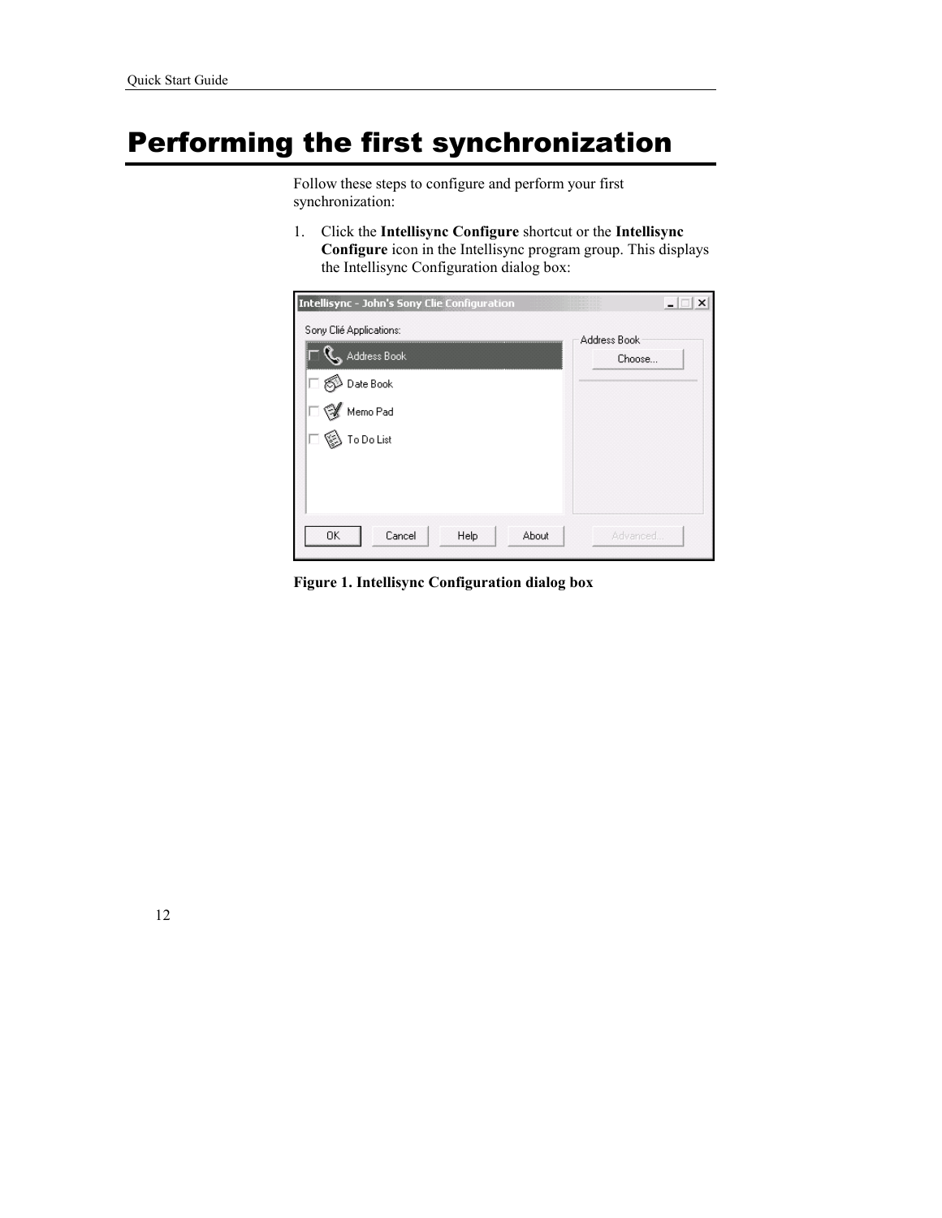# Performing the first synchronization

Follow these steps to configure and perform your first synchronization:

1. Click the **Intellisync Configure** shortcut or the **Intellisync Configure** icon in the Intellisync program group. This displays the Intellisync Configuration dialog box:

**Figure 1. Intellisync Configuration dialog box**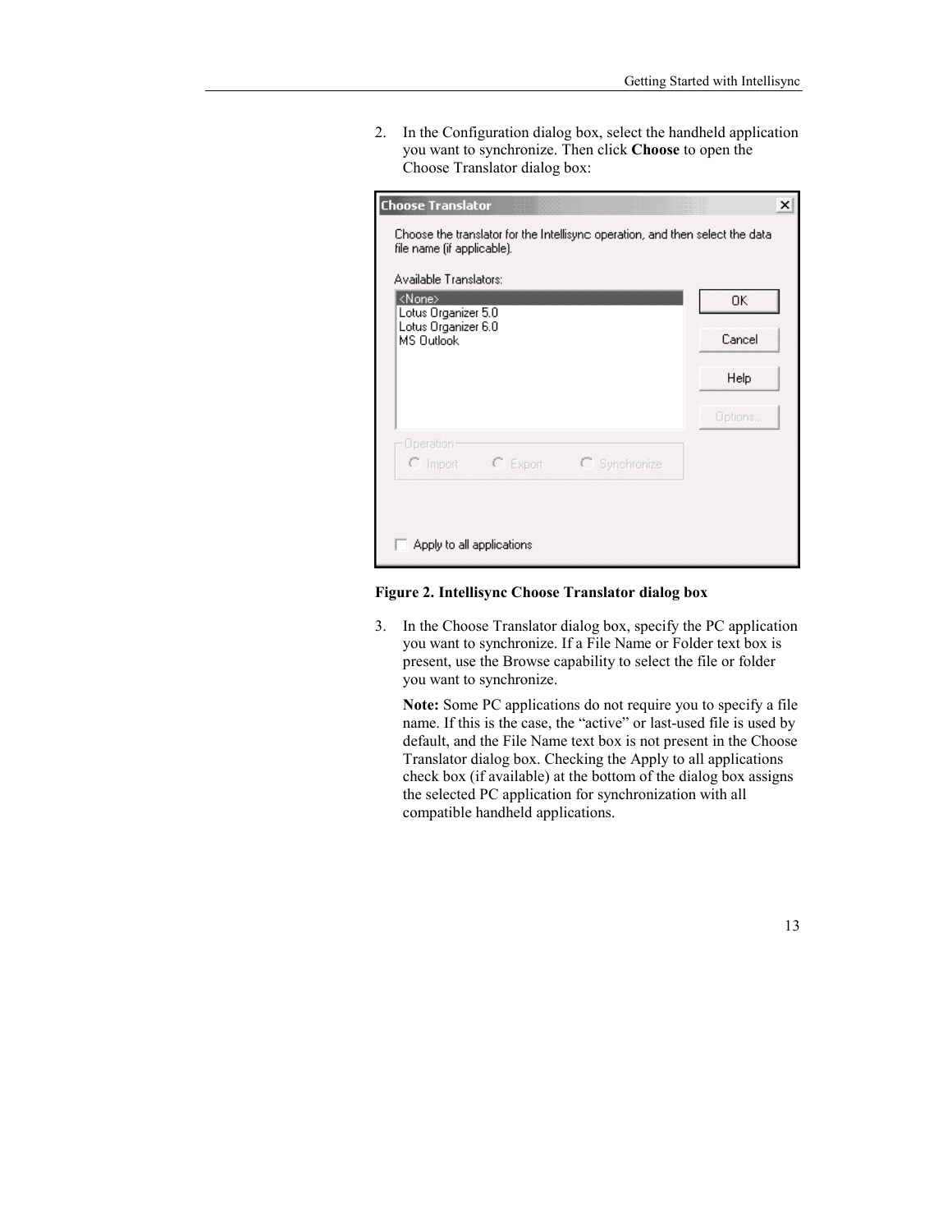2. In the Configuration dialog box, select the handheld application you want to synchronize. Then click **Choose** to open the Choose Translator dialog box:

**Figure 2. Intellisync Choose Translator dialog box**

3. In the Choose Translator dialog box, specify the PC application you want to synchronize. If a File Name or Folder text box is present, use the Browse capability to select the file or folder you want to synchronize.

   **Note:** Some PC applications do not require you to specify a file name. If this is the case, the “active” or last-used file is used by default, and the File Name text box is not present in the Choose Translator dialog box. Checking the Apply to all applications check box (if available) at the bottom of the dialog box assigns the selected PC application for synchronization with all compatible handheld applications.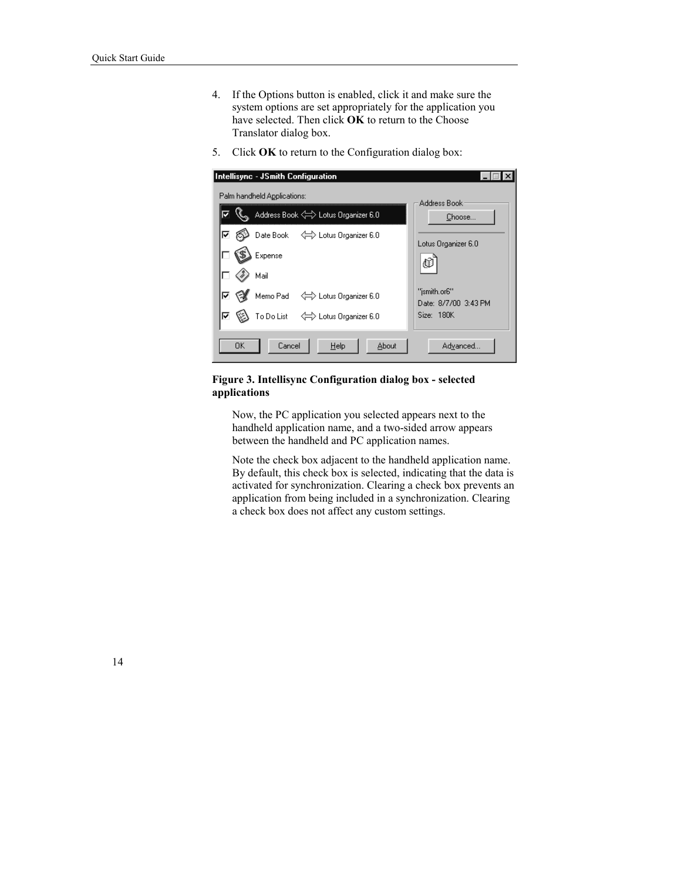4. If the Options button is enabled, click it and make sure the system options are set appropriately for the application you have selected. Then click **OK** to return to the Choose Translator dialog box.

5. Click **OK** to return to the Configuration dialog box:

**Figure 3. Intellisync Configuration dialog box - selected applications**

Now, the PC application you selected appears next to the handheld application name, and a two-sided arrow appears between the handheld and PC application names.

Note the check box adjacent to the handheld application name. By default, this check box is selected, indicating that the data is activated for synchronization. Clearing a check box prevents an application from being included in a synchronization. Clearing a check box does not affect any custom settings.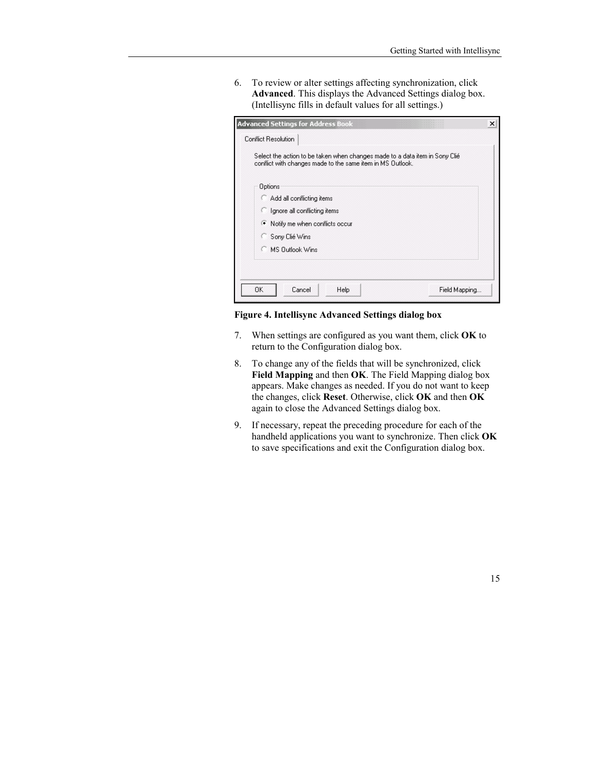6. To review or alter settings affecting synchronization, click **Advanced**. This displays the Advanced Settings dialog box. (Intellisync fills in default values for all settings.)

**Figure 4. Intellisync Advanced Settings dialog box**

7. When settings are configured as you want them, click **OK** to return to the Configuration dialog box.
8. To change any of the fields that will be synchronized, click **Field Mapping** and then **OK**. The Field Mapping dialog box appears. Make changes as needed. If you do not want to keep the changes, click **Reset**. Otherwise, click **OK** and then **OK** again to close the Advanced Settings dialog box.
9. If necessary, repeat the preceding procedure for each of the handheld applications you want to synchronize. Then click **OK** to save specifications and exit the Configuration dialog box.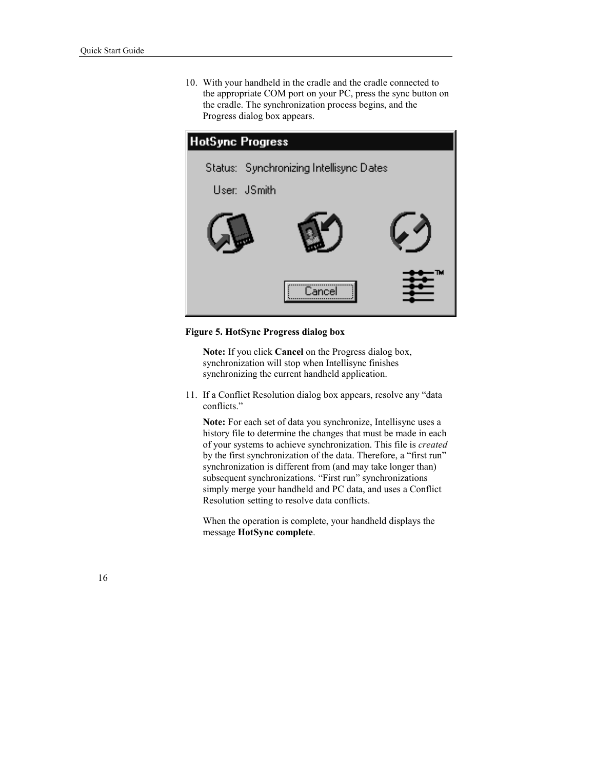10. With your handheld in the cradle and the cradle connected to the appropriate COM port on your PC, press the sync button on the cradle. The synchronization process begins, and the Progress dialog box appears.

HotSync Progress

Status: Synchronizing Intellisync Dates

User: JSmith

Cancel

**Figure 5. HotSync Progress dialog box**

**Note:** If you click **Cancel** on the Progress dialog box, synchronization will stop when Intellisync finishes synchronizing the current handheld application.

11. If a Conflict Resolution dialog box appears, resolve any "data conflicts."

    **Note:** For each set of data you synchronize, Intellisync uses a history file to determine the changes that must be made in each of your systems to achieve synchronization. This file is *created* by the first synchronization of the data. Therefore, a "first run" synchronization is different from (and may take longer than) subsequent synchronizations. "First run" synchronizations simply merge your handheld and PC data, and uses a Conflict Resolution setting to resolve data conflicts.

    When the operation is complete, your handheld displays the message **HotSync complete**.